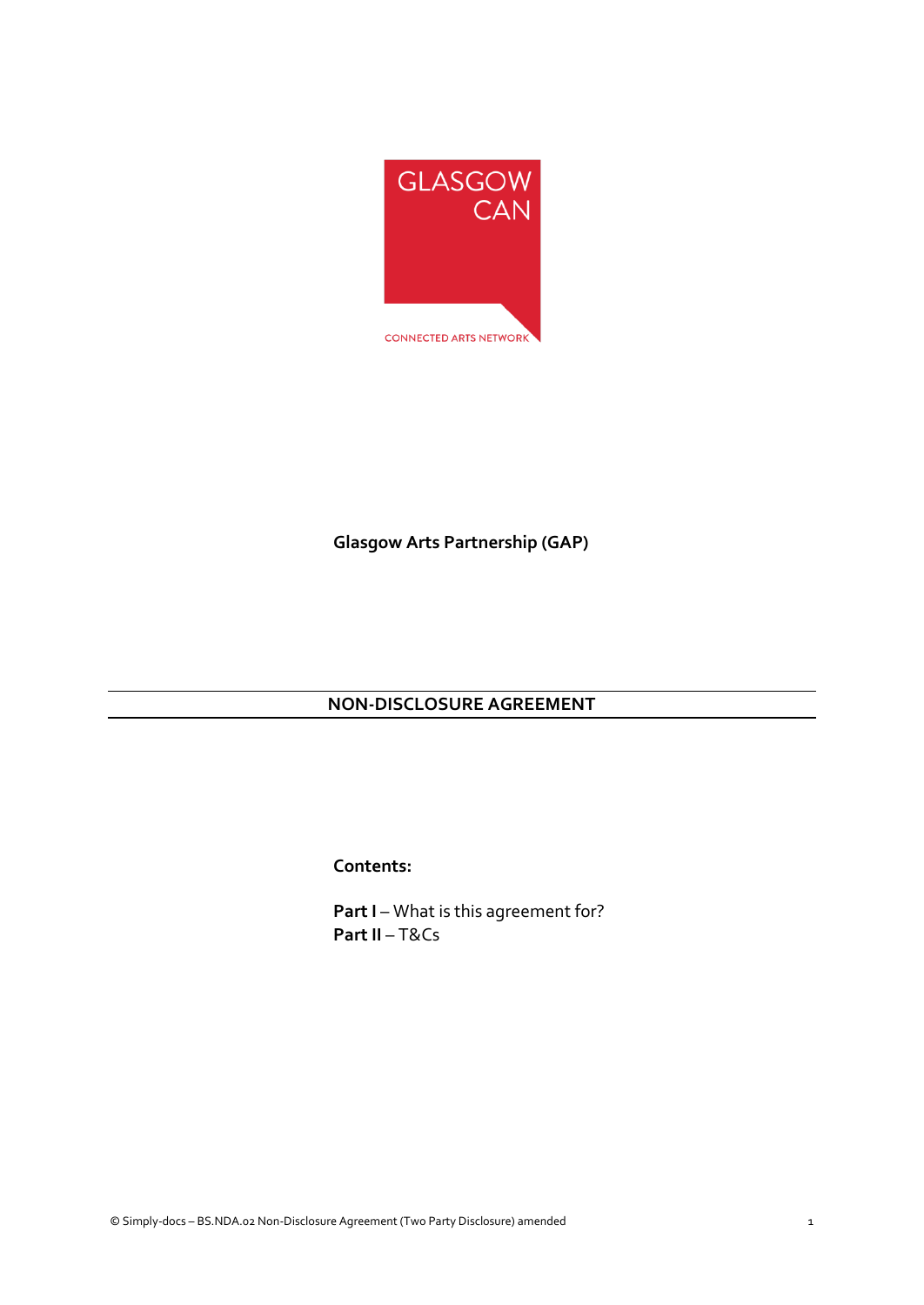GLASGOW CAN

CONNECTED ARTS NETWORK

**Glasgow Arts Partnership (GAP)**

# NON-DISCLOSURE AGREEMENT

**Contents:**

**Part I** – What is this agreement for?
**Part II** – T&Cs

© Simply-docs – BS.NDA.02 Non-Disclosure Agreement (Two Party Disclosure) amended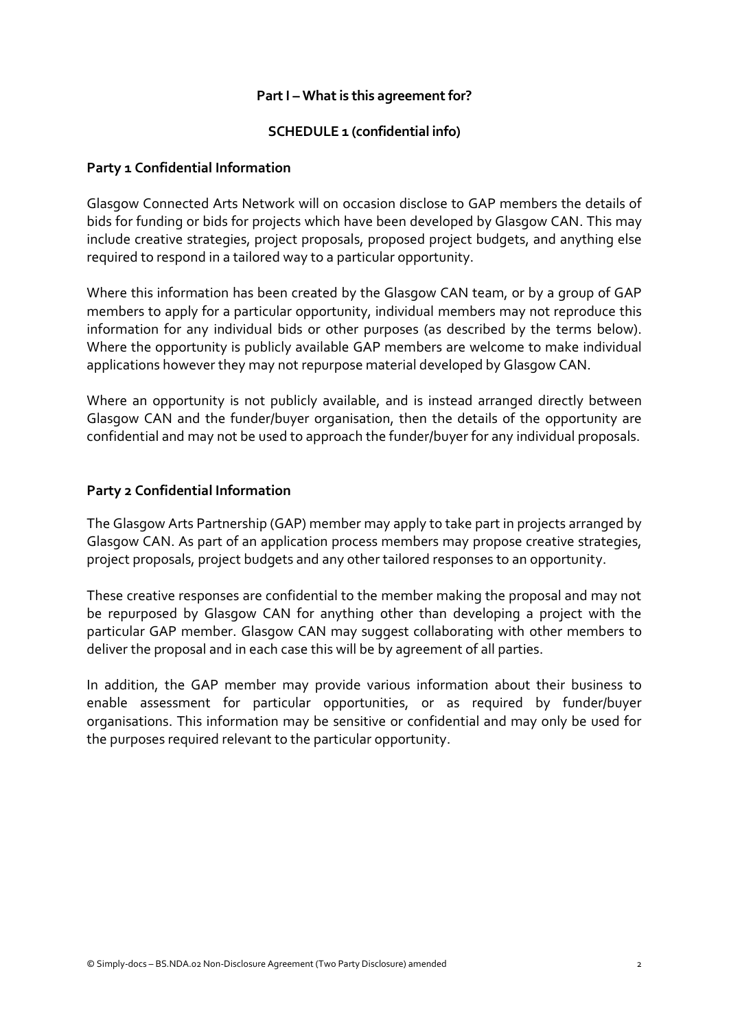**Part I – What is this agreement for?**

**SCHEDULE 1 (confidential info)**

**Party 1 Confidential Information**

Glasgow Connected Arts Network will on occasion disclose to GAP members the details of bids for funding or bids for projects which have been developed by Glasgow CAN. This may include creative strategies, project proposals, proposed project budgets, and anything else required to respond in a tailored way to a particular opportunity.

Where this information has been created by the Glasgow CAN team, or by a group of GAP members to apply for a particular opportunity, individual members may not reproduce this information for any individual bids or other purposes (as described by the terms below). Where the opportunity is publicly available GAP members are welcome to make individual applications however they may not repurpose material developed by Glasgow CAN.

Where an opportunity is not publicly available, and is instead arranged directly between Glasgow CAN and the funder/buyer organisation, then the details of the opportunity are confidential and may not be used to approach the funder/buyer for any individual proposals.

**Party 2 Confidential Information**

The Glasgow Arts Partnership (GAP) member may apply to take part in projects arranged by Glasgow CAN. As part of an application process members may propose creative strategies, project proposals, project budgets and any other tailored responses to an opportunity.

These creative responses are confidential to the member making the proposal and may not be repurposed by Glasgow CAN for anything other than developing a project with the particular GAP member. Glasgow CAN may suggest collaborating with other members to deliver the proposal and in each case this will be by agreement of all parties.

In addition, the GAP member may provide various information about their business to enable assessment for particular opportunities, or as required by funder/buyer organisations. This information may be sensitive or confidential and may only be used for the purposes required relevant to the particular opportunity.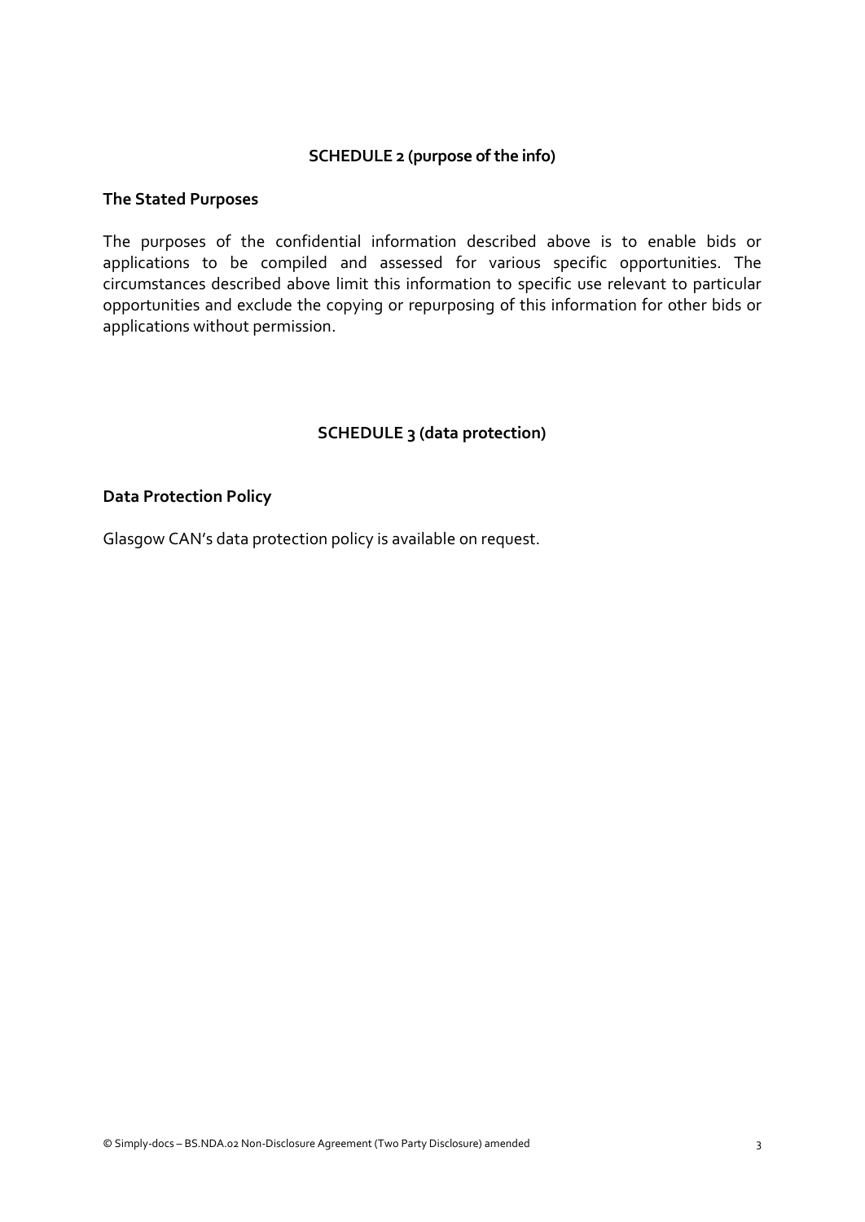## SCHEDULE 2 (purpose of the info)

**The Stated Purposes**

The purposes of the confidential information described above is to enable bids or applications to be compiled and assessed for various specific opportunities. The circumstances described above limit this information to specific use relevant to particular opportunities and exclude the copying or repurposing of this information for other bids or applications without permission.

## SCHEDULE 3 (data protection)

**Data Protection Policy**

Glasgow CAN's data protection policy is available on request.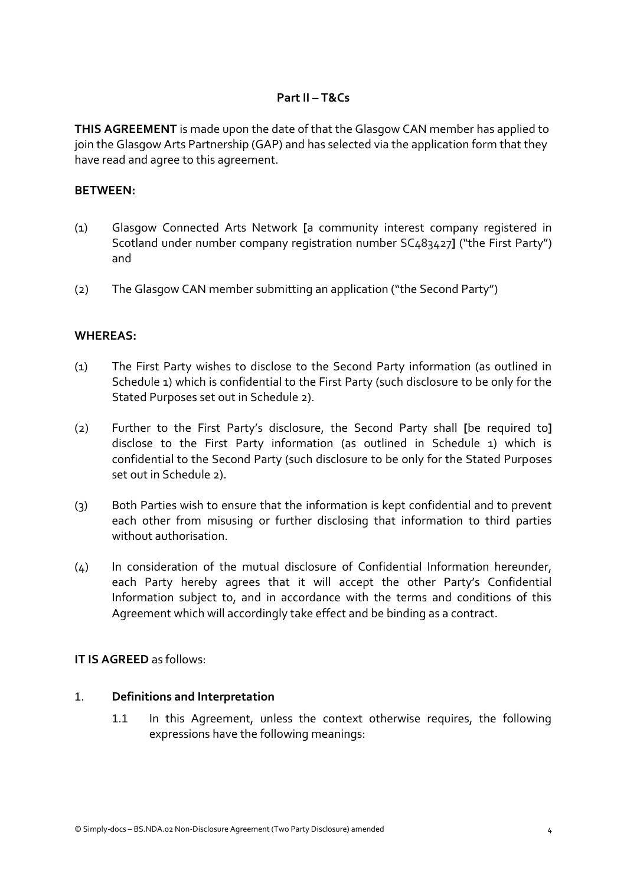**Part II – T&Cs**

**THIS AGREEMENT** is made upon the date of that the Glasgow CAN member has applied to join the Glasgow Arts Partnership (GAP) and has selected via the application form that they have read and agree to this agreement.

**BETWEEN:**

(1) Glasgow Connected Arts Network **[**a community interest company registered in Scotland under number company registration number SC483427**]** ("the First Party") and

(2) The Glasgow CAN member submitting an application ("the Second Party")

**WHEREAS:**

(1) The First Party wishes to disclose to the Second Party information (as outlined in Schedule 1) which is confidential to the First Party (such disclosure to be only for the Stated Purposes set out in Schedule 2).

(2) Further to the First Party's disclosure, the Second Party shall **[**be required to**]** disclose to the First Party information (as outlined in Schedule 1) which is confidential to the Second Party (such disclosure to be only for the Stated Purposes set out in Schedule 2).

(3) Both Parties wish to ensure that the information is kept confidential and to prevent each other from misusing or further disclosing that information to third parties without authorisation.

(4) In consideration of the mutual disclosure of Confidential Information hereunder, each Party hereby agrees that it will accept the other Party's Confidential Information subject to, and in accordance with the terms and conditions of this Agreement which will accordingly take effect and be binding as a contract.

**IT IS AGREED** as follows:

1. **Definitions and Interpretation**

   1.1 In this Agreement, unless the context otherwise requires, the following expressions have the following meanings: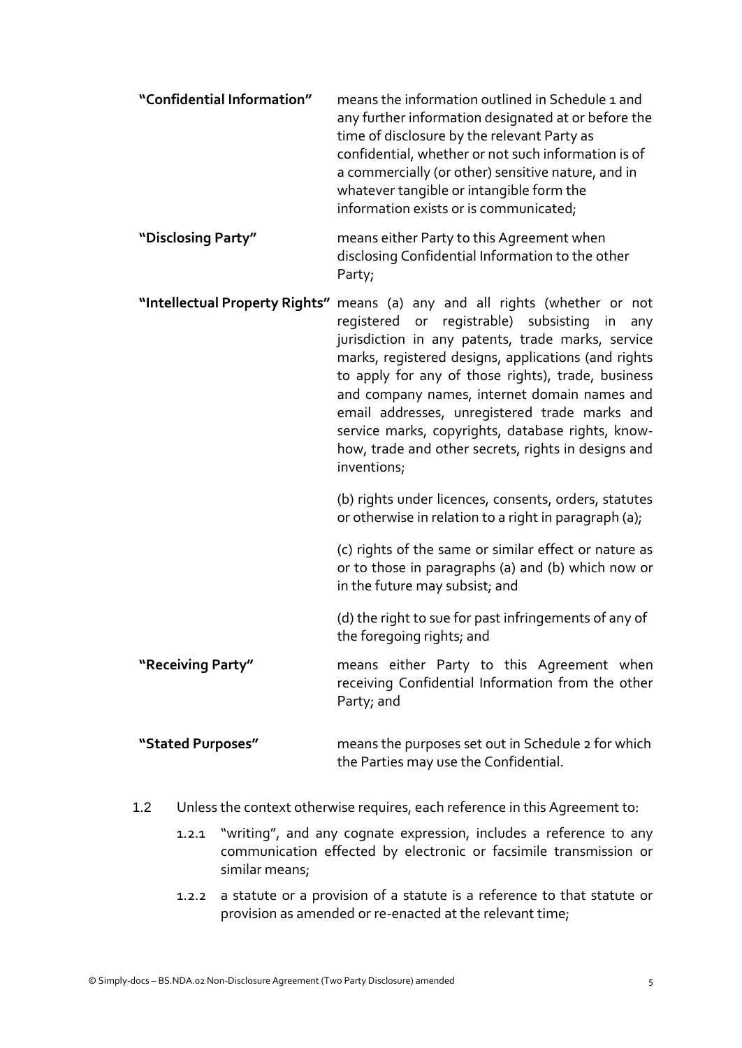**"Confidential Information"** means the information outlined in Schedule 1 and any further information designated at or before the time of disclosure by the relevant Party as confidential, whether or not such information is of a commercially (or other) sensitive nature, and in whatever tangible or intangible form the information exists or is communicated;

**"Disclosing Party"** means either Party to this Agreement when disclosing Confidential Information to the other Party;

**"Intellectual Property Rights"** means (a) any and all rights (whether or not registered or registrable) subsisting in any jurisdiction in any patents, trade marks, service marks, registered designs, applications (and rights to apply for any of those rights), trade, business and company names, internet domain names and email addresses, unregistered trade marks and service marks, copyrights, database rights, know-how, trade and other secrets, rights in designs and inventions;

(b) rights under licences, consents, orders, statutes or otherwise in relation to a right in paragraph (a);

(c) rights of the same or similar effect or nature as or to those in paragraphs (a) and (b) which now or in the future may subsist; and

(d) the right to sue for past infringements of any of the foregoing rights; and

**"Receiving Party"** means either Party to this Agreement when receiving Confidential Information from the other Party; and

**"Stated Purposes"** means the purposes set out in Schedule 2 for which the Parties may use the Confidential.

1.2 Unless the context otherwise requires, each reference in this Agreement to:

1.2.1 "writing", and any cognate expression, includes a reference to any communication effected by electronic or facsimile transmission or similar means;

1.2.2 a statute or a provision of a statute is a reference to that statute or provision as amended or re-enacted at the relevant time;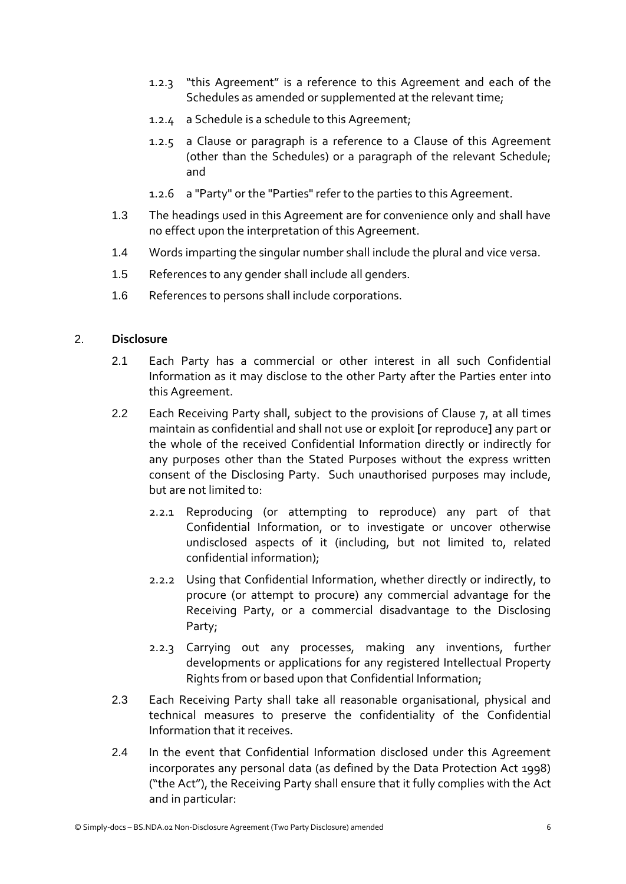1.2.3 "this Agreement" is a reference to this Agreement and each of the Schedules as amended or supplemented at the relevant time;

1.2.4 a Schedule is a schedule to this Agreement;

1.2.5 a Clause or paragraph is a reference to a Clause of this Agreement (other than the Schedules) or a paragraph of the relevant Schedule; and

1.2.6 a "Party" or the "Parties" refer to the parties to this Agreement.

1.3 The headings used in this Agreement are for convenience only and shall have no effect upon the interpretation of this Agreement.

1.4 Words imparting the singular number shall include the plural and vice versa.

1.5 References to any gender shall include all genders.

1.6 References to persons shall include corporations.

2. **Disclosure**

2.1 Each Party has a commercial or other interest in all such Confidential Information as it may disclose to the other Party after the Parties enter into this Agreement.

2.2 Each Receiving Party shall, subject to the provisions of Clause 7, at all times maintain as confidential and shall not use or exploit **[**or reproduce**]** any part or the whole of the received Confidential Information directly or indirectly for any purposes other than the Stated Purposes without the express written consent of the Disclosing Party. Such unauthorised purposes may include, but are not limited to:

2.2.1 Reproducing (or attempting to reproduce) any part of that Confidential Information, or to investigate or uncover otherwise undisclosed aspects of it (including, but not limited to, related confidential information);

2.2.2 Using that Confidential Information, whether directly or indirectly, to procure (or attempt to procure) any commercial advantage for the Receiving Party, or a commercial disadvantage to the Disclosing Party;

2.2.3 Carrying out any processes, making any inventions, further developments or applications for any registered Intellectual Property Rights from or based upon that Confidential Information;

2.3 Each Receiving Party shall take all reasonable organisational, physical and technical measures to preserve the confidentiality of the Confidential Information that it receives.

2.4 In the event that Confidential Information disclosed under this Agreement incorporates any personal data (as defined by the Data Protection Act 1998) ("the Act"), the Receiving Party shall ensure that it fully complies with the Act and in particular: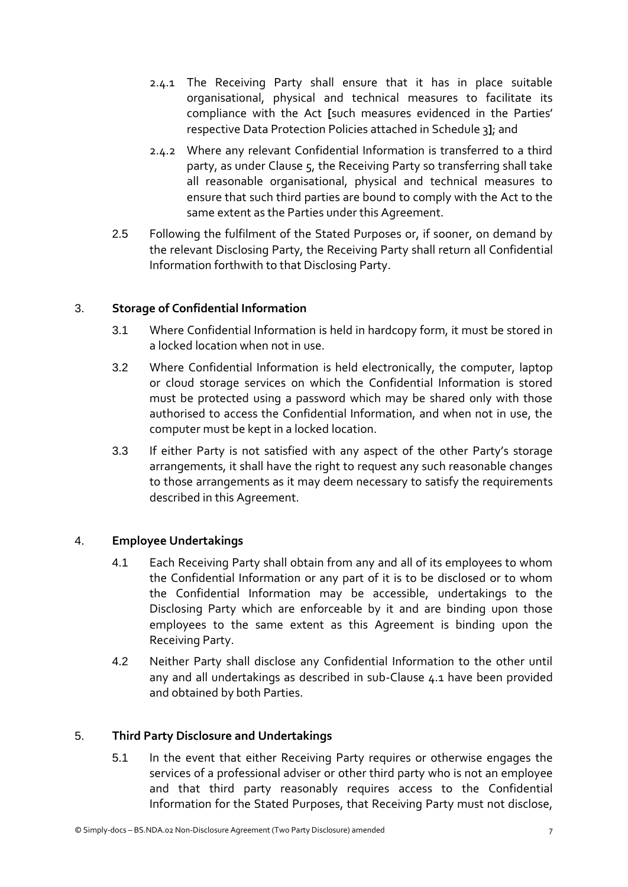2.4.1 The Receiving Party shall ensure that it has in place suitable organisational, physical and technical measures to facilitate its compliance with the Act **[**such measures evidenced in the Parties' respective Data Protection Policies attached in Schedule 3**]**; and

2.4.2 Where any relevant Confidential Information is transferred to a third party, as under Clause 5, the Receiving Party so transferring shall take all reasonable organisational, physical and technical measures to ensure that such third parties are bound to comply with the Act to the same extent as the Parties under this Agreement.

2.5 Following the fulfilment of the Stated Purposes or, if sooner, on demand by the relevant Disclosing Party, the Receiving Party shall return all Confidential Information forthwith to that Disclosing Party.

3. **Storage of Confidential Information**

3.1 Where Confidential Information is held in hardcopy form, it must be stored in a locked location when not in use.

3.2 Where Confidential Information is held electronically, the computer, laptop or cloud storage services on which the Confidential Information is stored must be protected using a password which may be shared only with those authorised to access the Confidential Information, and when not in use, the computer must be kept in a locked location.

3.3 If either Party is not satisfied with any aspect of the other Party's storage arrangements, it shall have the right to request any such reasonable changes to those arrangements as it may deem necessary to satisfy the requirements described in this Agreement.

4. **Employee Undertakings**

4.1 Each Receiving Party shall obtain from any and all of its employees to whom the Confidential Information or any part of it is to be disclosed or to whom the Confidential Information may be accessible, undertakings to the Disclosing Party which are enforceable by it and are binding upon those employees to the same extent as this Agreement is binding upon the Receiving Party.

4.2 Neither Party shall disclose any Confidential Information to the other until any and all undertakings as described in sub-Clause 4.1 have been provided and obtained by both Parties.

5. **Third Party Disclosure and Undertakings**

5.1 In the event that either Receiving Party requires or otherwise engages the services of a professional adviser or other third party who is not an employee and that third party reasonably requires access to the Confidential Information for the Stated Purposes, that Receiving Party must not disclose,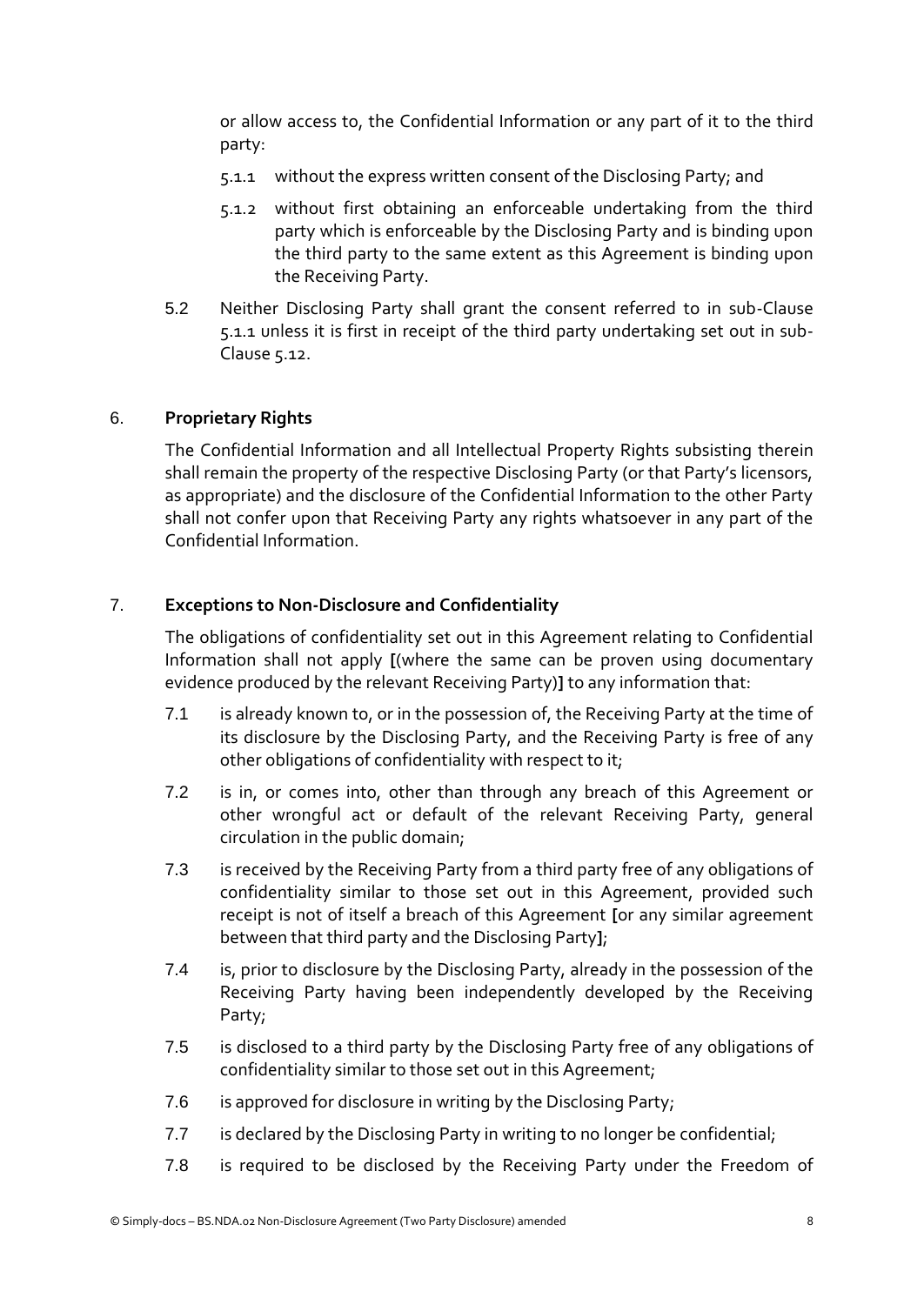or allow access to, the Confidential Information or any part of it to the third party:

5.1.1 without the express written consent of the Disclosing Party; and

5.1.2 without first obtaining an enforceable undertaking from the third party which is enforceable by the Disclosing Party and is binding upon the third party to the same extent as this Agreement is binding upon the Receiving Party.

5.2 Neither Disclosing Party shall grant the consent referred to in sub-Clause 5.1.1 unless it is first in receipt of the third party undertaking set out in sub-Clause 5.12.

6. **Proprietary Rights**

The Confidential Information and all Intellectual Property Rights subsisting therein shall remain the property of the respective Disclosing Party (or that Party's licensors, as appropriate) and the disclosure of the Confidential Information to the other Party shall not confer upon that Receiving Party any rights whatsoever in any part of the Confidential Information.

7. **Exceptions to Non-Disclosure and Confidentiality**

The obligations of confidentiality set out in this Agreement relating to Confidential Information shall not apply **[**(where the same can be proven using documentary evidence produced by the relevant Receiving Party)**]** to any information that:

7.1 is already known to, or in the possession of, the Receiving Party at the time of its disclosure by the Disclosing Party, and the Receiving Party is free of any other obligations of confidentiality with respect to it;

7.2 is in, or comes into, other than through any breach of this Agreement or other wrongful act or default of the relevant Receiving Party, general circulation in the public domain;

7.3 is received by the Receiving Party from a third party free of any obligations of confidentiality similar to those set out in this Agreement, provided such receipt is not of itself a breach of this Agreement **[**or any similar agreement between that third party and the Disclosing Party**]**;

7.4 is, prior to disclosure by the Disclosing Party, already in the possession of the Receiving Party having been independently developed by the Receiving Party;

7.5 is disclosed to a third party by the Disclosing Party free of any obligations of confidentiality similar to those set out in this Agreement;

7.6 is approved for disclosure in writing by the Disclosing Party;

7.7 is declared by the Disclosing Party in writing to no longer be confidential;

7.8 is required to be disclosed by the Receiving Party under the Freedom of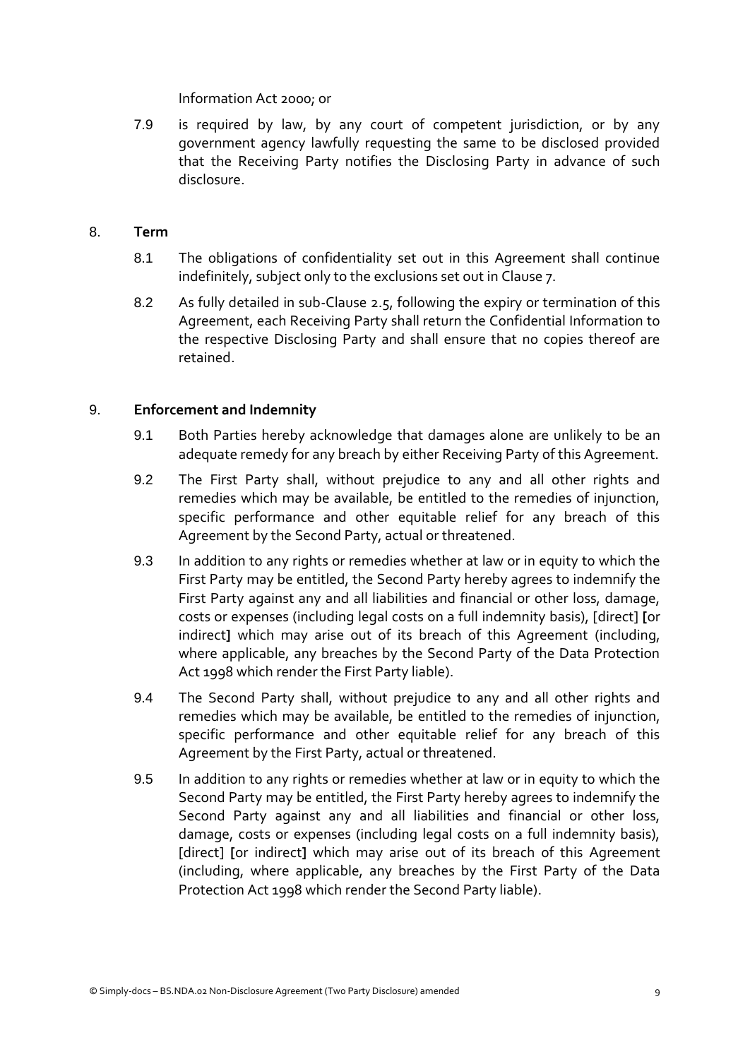Information Act 2000; or

7.9 is required by law, by any court of competent jurisdiction, or by any government agency lawfully requesting the same to be disclosed provided that the Receiving Party notifies the Disclosing Party in advance of such disclosure.

8. **Term**

8.1 The obligations of confidentiality set out in this Agreement shall continue indefinitely, subject only to the exclusions set out in Clause 7.

8.2 As fully detailed in sub-Clause 2.5, following the expiry or termination of this Agreement, each Receiving Party shall return the Confidential Information to the respective Disclosing Party and shall ensure that no copies thereof are retained.

9. **Enforcement and Indemnity**

9.1 Both Parties hereby acknowledge that damages alone are unlikely to be an adequate remedy for any breach by either Receiving Party of this Agreement.

9.2 The First Party shall, without prejudice to any and all other rights and remedies which may be available, be entitled to the remedies of injunction, specific performance and other equitable relief for any breach of this Agreement by the Second Party, actual or threatened.

9.3 In addition to any rights or remedies whether at law or in equity to which the First Party may be entitled, the Second Party hereby agrees to indemnify the First Party against any and all liabilities and financial or other loss, damage, costs or expenses (including legal costs on a full indemnity basis), [direct] **[**or indirect**]** which may arise out of its breach of this Agreement (including, where applicable, any breaches by the Second Party of the Data Protection Act 1998 which render the First Party liable).

9.4 The Second Party shall, without prejudice to any and all other rights and remedies which may be available, be entitled to the remedies of injunction, specific performance and other equitable relief for any breach of this Agreement by the First Party, actual or threatened.

9.5 In addition to any rights or remedies whether at law or in equity to which the Second Party may be entitled, the First Party hereby agrees to indemnify the Second Party against any and all liabilities and financial or other loss, damage, costs or expenses (including legal costs on a full indemnity basis), [direct] **[**or indirect**]** which may arise out of its breach of this Agreement (including, where applicable, any breaches by the First Party of the Data Protection Act 1998 which render the Second Party liable).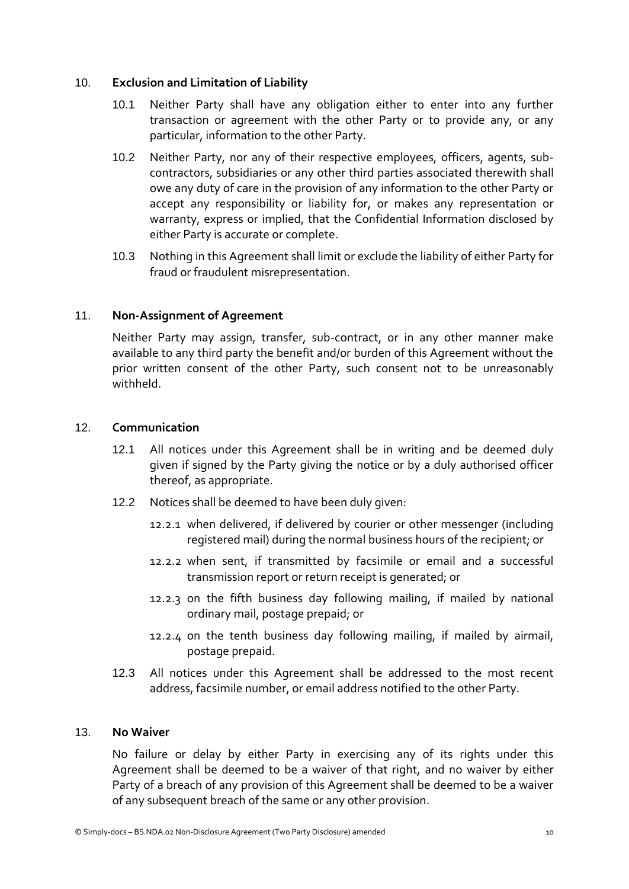## 10. Exclusion and Limitation of Liability

10.1 Neither Party shall have any obligation either to enter into any further transaction or agreement with the other Party or to provide any, or any particular, information to the other Party.

10.2 Neither Party, nor any of their respective employees, officers, agents, sub-contractors, subsidiaries or any other third parties associated therewith shall owe any duty of care in the provision of any information to the other Party or accept any responsibility or liability for, or makes any representation or warranty, express or implied, that the Confidential Information disclosed by either Party is accurate or complete.

10.3 Nothing in this Agreement shall limit or exclude the liability of either Party for fraud or fraudulent misrepresentation.

## 11. Non-Assignment of Agreement

Neither Party may assign, transfer, sub-contract, or in any other manner make available to any third party the benefit and/or burden of this Agreement without the prior written consent of the other Party, such consent not to be unreasonably withheld.

## 12. Communication

12.1 All notices under this Agreement shall be in writing and be deemed duly given if signed by the Party giving the notice or by a duly authorised officer thereof, as appropriate.

12.2 Notices shall be deemed to have been duly given:

12.2.1 when delivered, if delivered by courier or other messenger (including registered mail) during the normal business hours of the recipient; or

12.2.2 when sent, if transmitted by facsimile or email and a successful transmission report or return receipt is generated; or

12.2.3 on the fifth business day following mailing, if mailed by national ordinary mail, postage prepaid; or

12.2.4 on the tenth business day following mailing, if mailed by airmail, postage prepaid.

12.3 All notices under this Agreement shall be addressed to the most recent address, facsimile number, or email address notified to the other Party.

## 13. No Waiver

No failure or delay by either Party in exercising any of its rights under this Agreement shall be deemed to be a waiver of that right, and no waiver by either Party of a breach of any provision of this Agreement shall be deemed to be a waiver of any subsequent breach of the same or any other provision.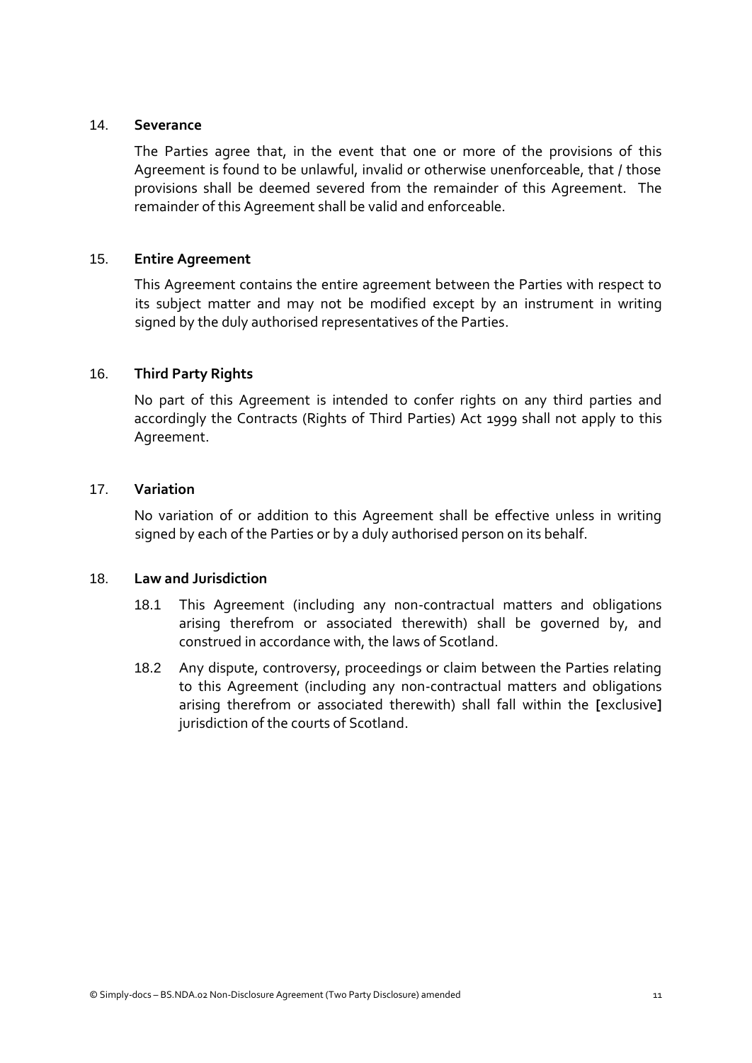## 14. **Severance**

The Parties agree that, in the event that one or more of the provisions of this Agreement is found to be unlawful, invalid or otherwise unenforceable, that / those provisions shall be deemed severed from the remainder of this Agreement. The remainder of this Agreement shall be valid and enforceable.

## 15. **Entire Agreement**

This Agreement contains the entire agreement between the Parties with respect to its subject matter and may not be modified except by an instrument in writing signed by the duly authorised representatives of the Parties.

## 16. **Third Party Rights**

No part of this Agreement is intended to confer rights on any third parties and accordingly the Contracts (Rights of Third Parties) Act 1999 shall not apply to this Agreement.

## 17. **Variation**

No variation of or addition to this Agreement shall be effective unless in writing signed by each of the Parties or by a duly authorised person on its behalf.

## 18. **Law and Jurisdiction**

18.1 This Agreement (including any non-contractual matters and obligations arising therefrom or associated therewith) shall be governed by, and construed in accordance with, the laws of Scotland.

18.2 Any dispute, controversy, proceedings or claim between the Parties relating to this Agreement (including any non-contractual matters and obligations arising therefrom or associated therewith) shall fall within the **[**exclusive**]** jurisdiction of the courts of Scotland.